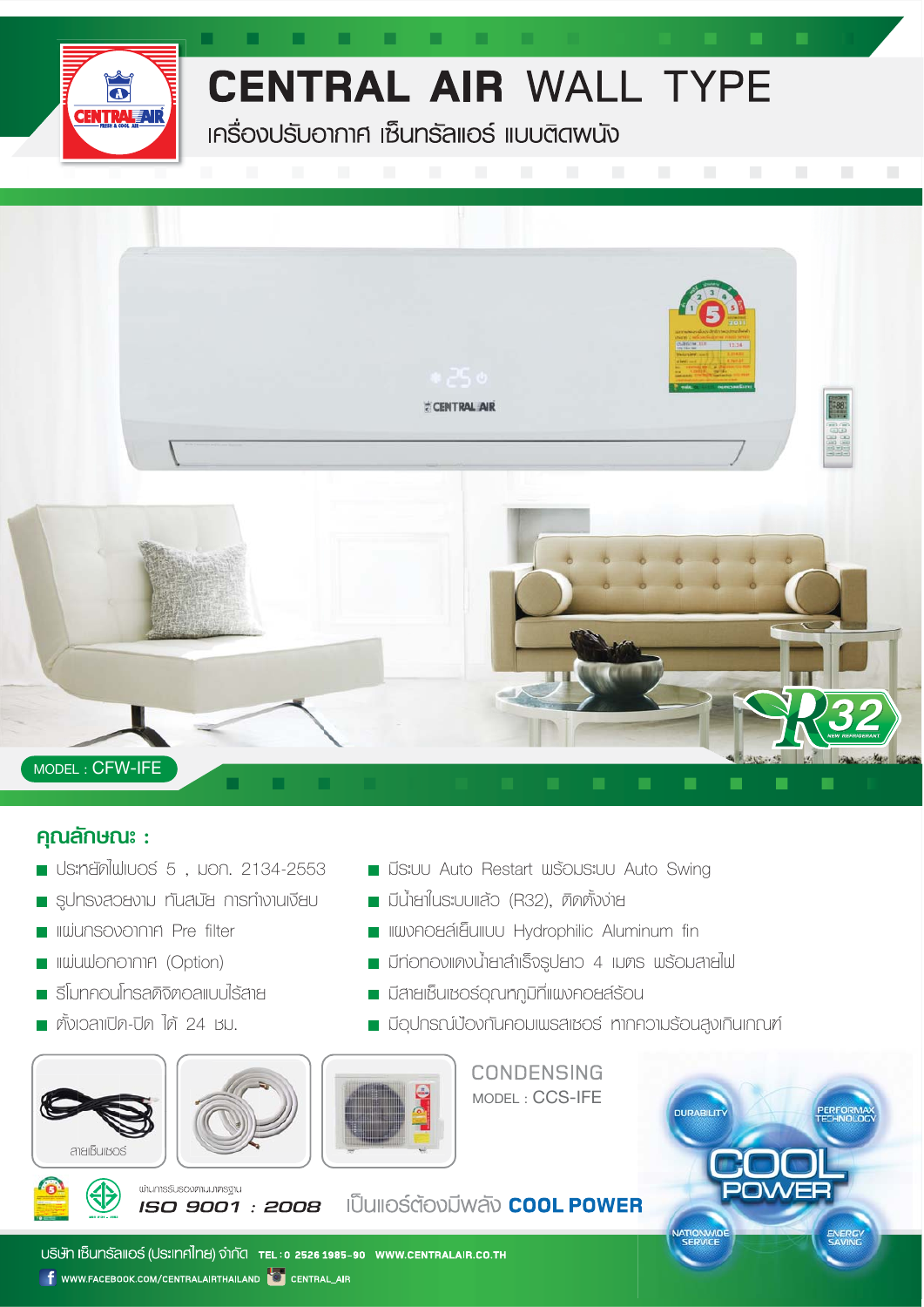# CENTRAL AIR WALL TYPE

## เครื่องปรับอากาศ เซ็นทรัลแอร์ แบบติดผนัง

MODEL : CFW-IFE

### คุณลักษณะ :

- ประหยัดไฟเบอร์ 5 , มอก. 2134-2553
- รูปทรงสวยงาม ทันสมัย การทำงานเงียบ
- แผ่นกรองอากาศ Pre filter
- แผ่นฟอกอากาศ (Option)
- รีโมทคอนโทรลดิจิตอลแบบไร้สาย
- ตั้งเวลาเปิด-ปิด ได้ 24 ชม.
- มีระบบ Auto Restart พร้อมระบบ Auto Swing
- มีน้ำยาในระบบแล้ว (R32), ติดตั้งง่าย
- แผงคอยล์เย็นแบบ Hydrophilic Aluminum fin
- มีท่อทองแดงน้ำยาสำเร็จรูปยาว 4 เมตร พร้อมสายไฟ
- มีสายเซ็นเซอร์อุณหภูมิที่แผงคอยล์ร้อน
- มีอุปกรณ์ป้องกันคอมเพรสเซอร์ หากความร้อนสูงเกินเกณฑ์

สายเซ็นเซอร์

CONDENSING
MODEL : CCS-IFE

ผ่านการรับรองมาตรฐาน
**ISO 9001 : 2008**

เป็นแอร์ต้องมีพลัง **COOL POWER**

บริษัท เซ็นทรัลแอร์ (ประเทศไทย) จำกัด TEL : 0 2526 1985-90 WWW.CENTRALAIR.CO.TH

WWW.FACEBOOK.COM/CENTRALAIRTHAILAND CENTRAL_AIR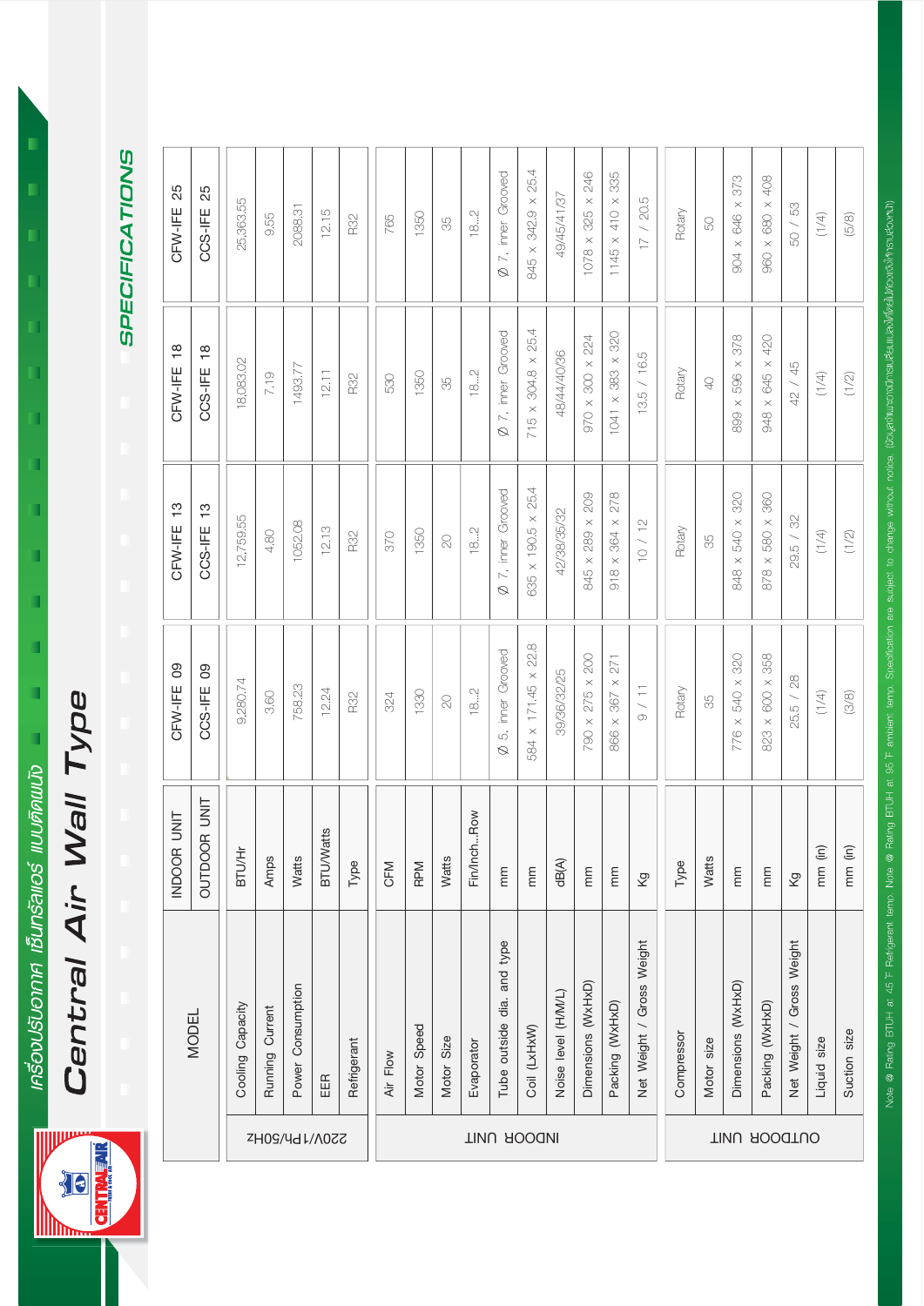เครื่องปรับอากาศ เซ็นทรัลแอร์ แบบติดผนัง

# Central Air Wall Type

## SPECIFICATIONS

| | MODEL | INDOOR UNIT | CFW-IFE 09 | CFW-IFE 13 | CFW-IFE 18 | CFW-IFE 25 |
|---|---|---|---|---|---|---|
| | | OUTDOOR UNIT | CCS-IFE 09 | CCS-IFE 13 | CCS-IFE 18 | CCS-IFE 25 |
| 220V/1Ph/50Hz | Cooling Capacity | BTU/Hr | 9,280.74 | 12,759.55 | 18,083.02 | 25,363.55 |
| | Running Current | Amps | 3.60 | 4.80 | 7.19 | 9.55 |
| | Power Consumption | Watts | 758.23 | 1052.08 | 1493.77 | 2088.31 |
| | EER | BTU/Watts | 12.24 | 12.13 | 12.11 | 12.15 |
| | Refrigerant | Type | R32 | R32 | R32 | R32 |
| INDOOR UNIT | Air Flow | CFM | 324 | 370 | 530 | 765 |
| | Motor Speed | RPM | 1330 | 1350 | 1350 | 1350 |
| | Motor Size | Watts | 20 | 20 | 35 | 35 |
| | Evaporator | Fin/Inch...Row | 18...2 | 18...2 | 18...2 | 18...2 |
| | Tube outside dia. and type | mm | Ø 5, inner Grooved | Ø 7, inner Grooved | Ø 7, inner Grooved | Ø 7, inner Grooved |
| | Coil (LxHxW) | mm | 584 x 171.45 x 22.8 | 635 x 190.5 x 25.4 | 715 x 304.8 x 25.4 | 845 x 342.9 x 25.4 |
| | Noise level (H/M/L) | dB(A) | 39/36/32/25 | 42/38/35/32 | 48/44/40/36 | 49/45/41/37 |
| | Dimensions (WxHxD) | mm | 790 x 275 x 200 | 845 x 289 x 209 | 970 x 300 x 224 | 1078 x 325 x 246 |
| | Packing (WxHxD) | mm | 866 x 367 x 271 | 918 x 364 x 278 | 1041 x 383 x 320 | 1145 x 410 x 335 |
| | Net Weight / Gross Weight | Kg | 9 / 11 | 10 / 12 | 13.5 / 16.5 | 17 / 20.5 |
| OUTDOOR UNIT | Compressor | Type | Rotary | Rotary | Rotary | Rotary |
| | Motor size | Watts | 35 | 35 | 40 | 50 |
| | Dimensions (WxHxD) | mm | 776 x 540 x 320 | 848 x 540 x 320 | 899 x 596 x 378 | 904 x 646 x 373 |
| | Packing (WxHxD) | mm | 823 x 600 x 358 | 878 x 580 x 360 | 948 x 645 x 420 | 960 x 680 x 408 |
| | Net Weight / Gross Weight | Kg | 25.5 / 28 | 29.5 / 32 | 42 / 45 | 50 / 53 |
| | Liquid size | mm (in) | (1/4) | (1/4) | (1/4) | (1/4) |
| | Suction size | mm (in) | (3/8) | (1/2) | (1/2) | (5/8) |

Note @ Rating BTU/H at 45 °F Refrigerant temp. Note @ Rating BTU/H at 95 °F ambient temp. Specification are subject to change without notice. (ข้อมูลจำเพาะอาจมีการเปลี่ยนแปลงได้โดยไม่ต้องแจ้งให้ทราบล่วงหน้า)